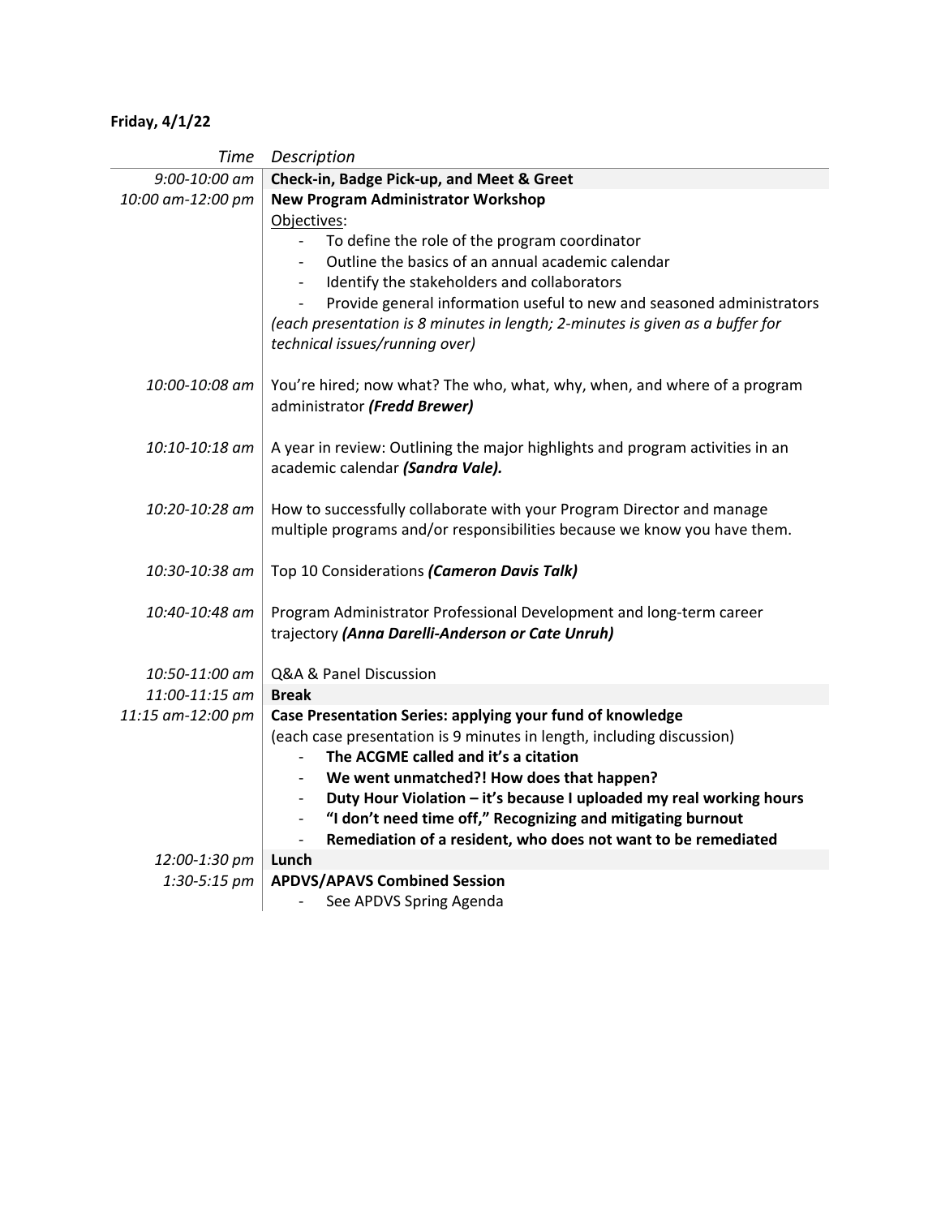**Friday, 4/1/22**

| *Time* | *Description* |
|---|---|
| *9:00-10:00 am* | **Check-in, Badge Pick-up, and Meet & Greet** |
| *10:00 am-12:00 pm* | **New Program Administrator Workshop**<br>Objectives:<br>- To define the role of the program coordinator<br>- Outline the basics of an annual academic calendar<br>- Identify the stakeholders and collaborators<br>- Provide general information useful to new and seasoned administrators<br>*(each presentation is 8 minutes in length; 2-minutes is given as a buffer for technical issues/running over)* |
| *10:00-10:08 am* | You're hired; now what? The who, what, why, when, and where of a program administrator ***(Fredd Brewer)*** |
| *10:10-10:18 am* | A year in review: Outlining the major highlights and program activities in an academic calendar ***(Sandra Vale).*** |
| *10:20-10:28 am* | How to successfully collaborate with your Program Director and manage multiple programs and/or responsibilities because we know you have them. |
| *10:30-10:38 am* | Top 10 Considerations ***(Cameron Davis Talk)*** |
| *10:40-10:48 am* | Program Administrator Professional Development and long-term career trajectory ***(Anna Darelli-Anderson or Cate Unruh)*** |
| *10:50-11:00 am* | Q&A & Panel Discussion |
| *11:00-11:15 am* | **Break** |
| *11:15 am-12:00 pm* | **Case Presentation Series: applying your fund of knowledge**<br>(each case presentation is 9 minutes in length, including discussion)<br>- **The ACGME called and it's a citation**<br>- **We went unmatched?! How does that happen?**<br>- **Duty Hour Violation – it's because I uploaded my real working hours**<br>- **"I don't need time off," Recognizing and mitigating burnout**<br>- **Remediation of a resident, who does not want to be remediated** |
| *12:00-1:30 pm* | **Lunch** |
| *1:30-5:15 pm* | **APDVS/APAVS Combined Session**<br>- See APDVS Spring Agenda |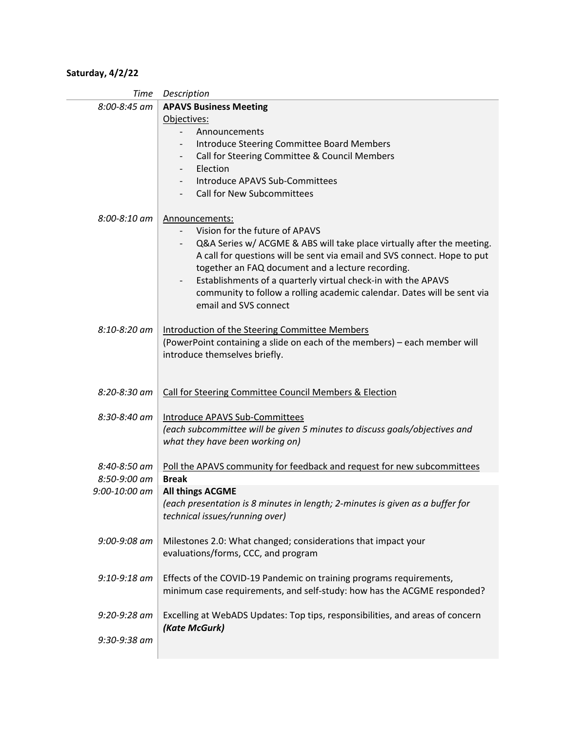**Saturday, 4/2/22**

| *Time* | *Description* |
| --- | --- |
| *8:00-8:45 am* | **APAVS Business Meeting**<br>Objectives:<br>- Announcements<br>- Introduce Steering Committee Board Members<br>- Call for Steering Committee & Council Members<br>- Election<br>- Introduce APAVS Sub-Committees<br>- Call for New Subcommittees |
| *8:00-8:10 am* | Announcements:<br>- Vision for the future of APAVS<br>- Q&A Series w/ ACGME & ABS will take place virtually after the meeting. A call for questions will be sent via email and SVS connect. Hope to put together an FAQ document and a lecture recording.<br>- Establishments of a quarterly virtual check-in with the APAVS community to follow a rolling academic calendar. Dates will be sent via email and SVS connect |
| *8:10-8:20 am* | Introduction of the Steering Committee Members<br>(PowerPoint containing a slide on each of the members) – each member will introduce themselves briefly. |
| *8:20-8:30 am* | Call for Steering Committee Council Members & Election |
| *8:30-8:40 am* | Introduce APAVS Sub-Committees<br>*(each subcommittee will be given 5 minutes to discuss goals/objectives and what they have been working on)* |
| *8:40-8:50 am* | Poll the APAVS community for feedback and request for new subcommittees |
| *8:50-9:00 am* | **Break** |
| *9:00-10:00 am* | **All things ACGME**<br>*(each presentation is 8 minutes in length; 2-minutes is given as a buffer for technical issues/running over)* |
| *9:00-9:08 am* | Milestones 2.0: What changed; considerations that impact your evaluations/forms, CCC, and program |
| *9:10-9:18 am* | Effects of the COVID-19 Pandemic on training programs requirements, minimum case requirements, and self-study: how has the ACGME responded? |
| *9:20-9:28 am* | Excelling at WebADS Updates: Top tips, responsibilities, and areas of concern ***(Kate McGurk)*** |
| *9:30-9:38 am* | |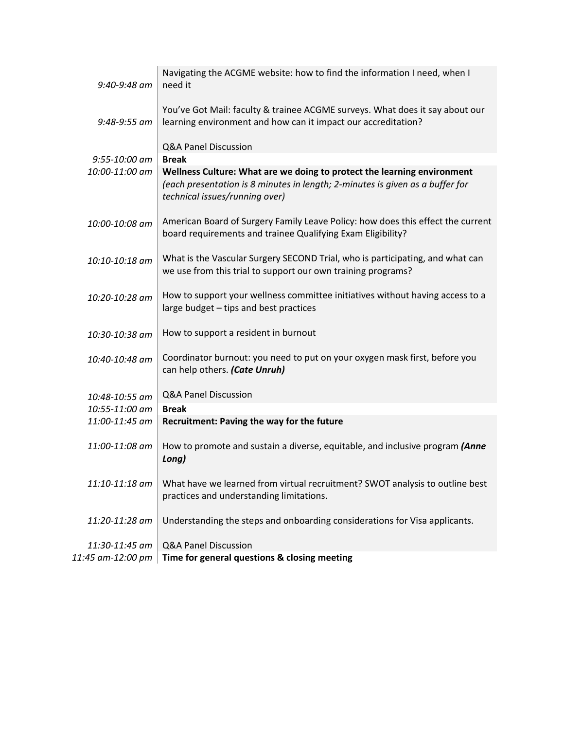| | |
|---|---|
| *9:40-9:48 am* | Navigating the ACGME website: how to find the information I need, when I need it |
| *9:48-9:55 am* | You've Got Mail: faculty & trainee ACGME surveys. What does it say about our learning environment and how can it impact our accreditation? |
| | Q&A Panel Discussion |
| *9:55-10:00 am* | **Break** |
| *10:00-11:00 am* | **Wellness Culture: What are we doing to protect the learning environment** *(each presentation is 8 minutes in length; 2-minutes is given as a buffer for technical issues/running over)* |
| *10:00-10:08 am* | American Board of Surgery Family Leave Policy: how does this effect the current board requirements and trainee Qualifying Exam Eligibility? |
| *10:10-10:18 am* | What is the Vascular Surgery SECOND Trial, who is participating, and what can we use from this trial to support our own training programs? |
| *10:20-10:28 am* | How to support your wellness committee initiatives without having access to a large budget – tips and best practices |
| *10:30-10:38 am* | How to support a resident in burnout |
| *10:40-10:48 am* | Coordinator burnout: you need to put on your oxygen mask first, before you can help others. ***(Cate Unruh)*** |
| *10:48-10:55 am* | Q&A Panel Discussion |
| *10:55-11:00 am* | **Break** |
| *11:00-11:45 am* | **Recruitment: Paving the way for the future** |
| *11:00-11:08 am* | How to promote and sustain a diverse, equitable, and inclusive program ***(Anne Long)*** |
| *11:10-11:18 am* | What have we learned from virtual recruitment? SWOT analysis to outline best practices and understanding limitations. |
| *11:20-11:28 am* | Understanding the steps and onboarding considerations for Visa applicants. |
| *11:30-11:45 am* | Q&A Panel Discussion |
| *11:45 am-12:00 pm* | **Time for general questions & closing meeting** |